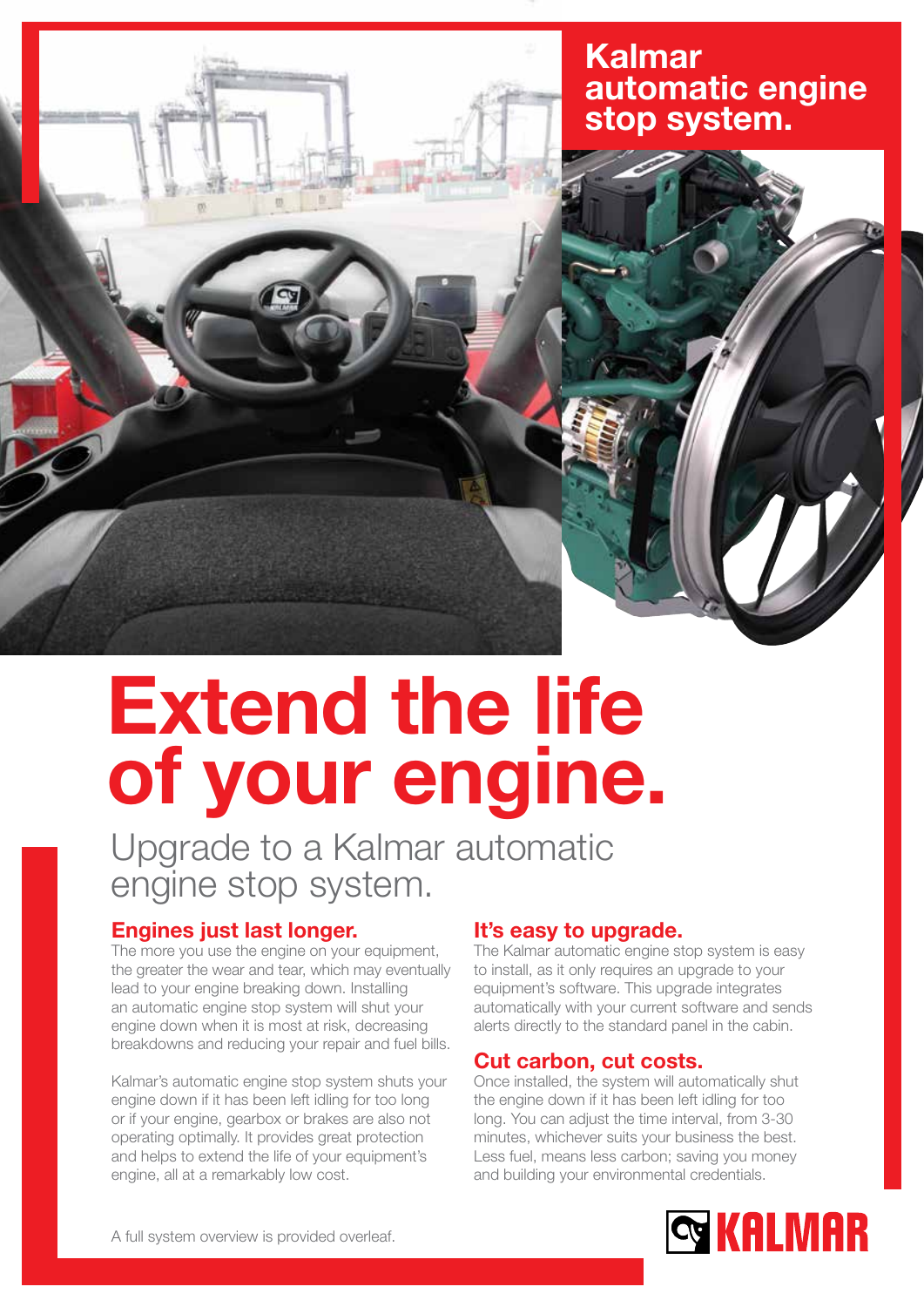## Kalmar automatic engine stop system.

# Extend the life of your engine.

Upgrade to a Kalmar automatic engine stop system.

### Engines just last longer.

The more you use the engine on your equipment, the greater the wear and tear, which may eventually lead to your engine breaking down. Installing an automatic engine stop system will shut your engine down when it is most at risk, decreasing breakdowns and reducing your repair and fuel bills.

Kalmar's automatic engine stop system shuts your engine down if it has been left idling for too long or if your engine, gearbox or brakes are also not operating optimally. It provides great protection and helps to extend the life of your equipment's engine, all at a remarkably low cost.

### It's easy to upgrade.

The Kalmar automatic engine stop system is easy to install, as it only requires an upgrade to your equipment's software. This upgrade integrates automatically with your current software and sends alerts directly to the standard panel in the cabin.

### Cut carbon, cut costs.

Once installed, the system will automatically shut the engine down if it has been left idling for too long. You can adjust the time interval, from 3-30 minutes, whichever suits your business the best. Less fuel, means less carbon; saving you money and building your environmental credentials.

A full system overview is provided overleaf.

KALMAR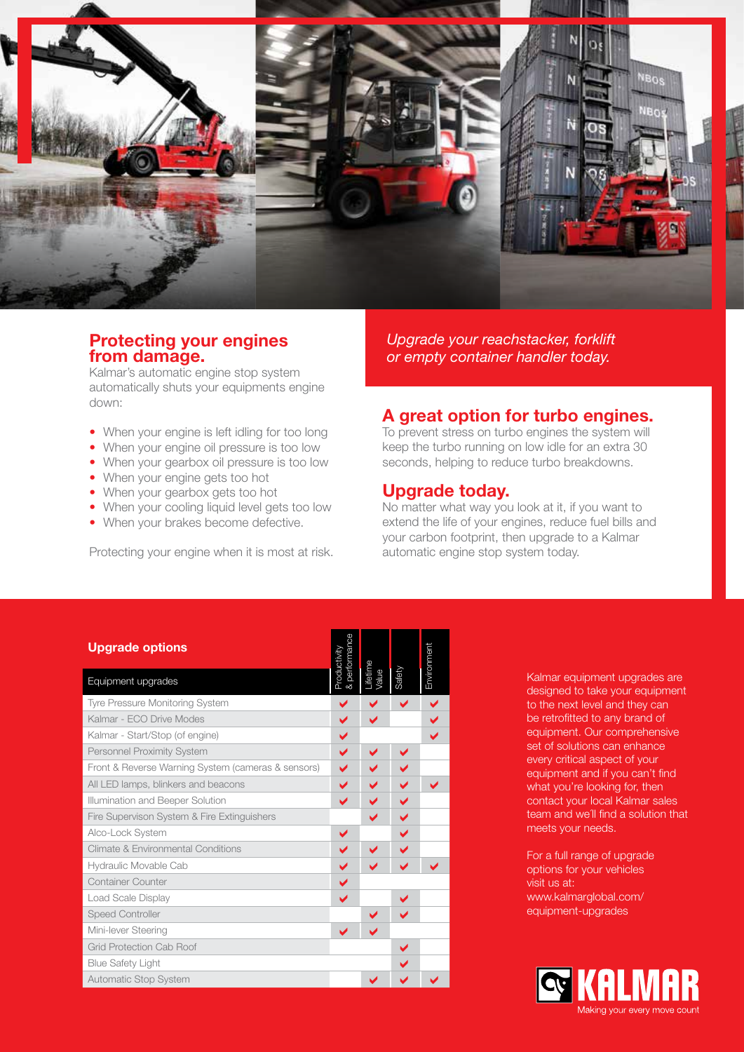## Protecting your engines from damage.

Kalmar's automatic engine stop system automatically shuts your equipments engine down:

- When your engine is left idling for too long
- When your engine oil pressure is too low
- When your gearbox oil pressure is too low
- When your engine gets too hot
- When your gearbox gets too hot
- When your cooling liquid level gets too low
- When your brakes become defective.

Protecting your engine when it is most at risk.

*Upgrade your reachstacker, forklift or empty container handler today.*

## A great option for turbo engines.

To prevent stress on turbo engines the system will keep the turbo running on low idle for an extra 30 seconds, helping to reduce turbo breakdowns.

## Upgrade today.

No matter what way you look at it, if you want to extend the life of your engines, reduce fuel bills and your carbon footprint, then upgrade to a Kalmar automatic engine stop system today.

### Upgrade options

| Equipment upgrades | Productivity & performance | Lifetime Value | Safety | Environment |
|---|---|---|---|---|
| Tyre Pressure Monitoring System | ✔ | ✔ | ✔ | ✔ |
| Kalmar - ECO Drive Modes | ✔ | ✔ | | ✔ |
| Kalmar - Start/Stop (of engine) | ✔ | | | ✔ |
| Personnel Proximity System | ✔ | ✔ | ✔ | |
| Front & Reverse Warning System (cameras & sensors) | ✔ | ✔ | ✔ | |
| All LED lamps, blinkers and beacons | ✔ | ✔ | ✔ | ✔ |
| Illumination and Beeper Solution | ✔ | ✔ | ✔ | |
| Fire Supervison System & Fire Extinguishers | | ✔ | ✔ | |
| Alco-Lock System | ✔ | | ✔ | |
| Climate & Environmental Conditions | ✔ | ✔ | ✔ | |
| Hydraulic Movable Cab | ✔ | ✔ | ✔ | ✔ |
| Container Counter | ✔ | | | |
| Load Scale Display | ✔ | | ✔ | |
| Speed Controller | | ✔ | ✔ | |
| Mini-lever Steering | ✔ | ✔ | | |
| Grid Protection Cab Roof | | | ✔ | |
| Blue Safety Light | | | ✔ | |
| Automatic Stop System | | ✔ | ✔ | ✔ |

Kalmar equipment upgrades are designed to take your equipment to the next level and they can be retrofitted to any brand of equipment. Our comprehensive set of solutions can enhance every critical aspect of your equipment and if you can't find what you're looking for, then contact your local Kalmar sales team and we'll find a solution that meets your needs.

For a full range of upgrade options for your vehicles visit us at: www.kalmarglobal.com/equipment-upgrades

KALMAR
Making your every move count